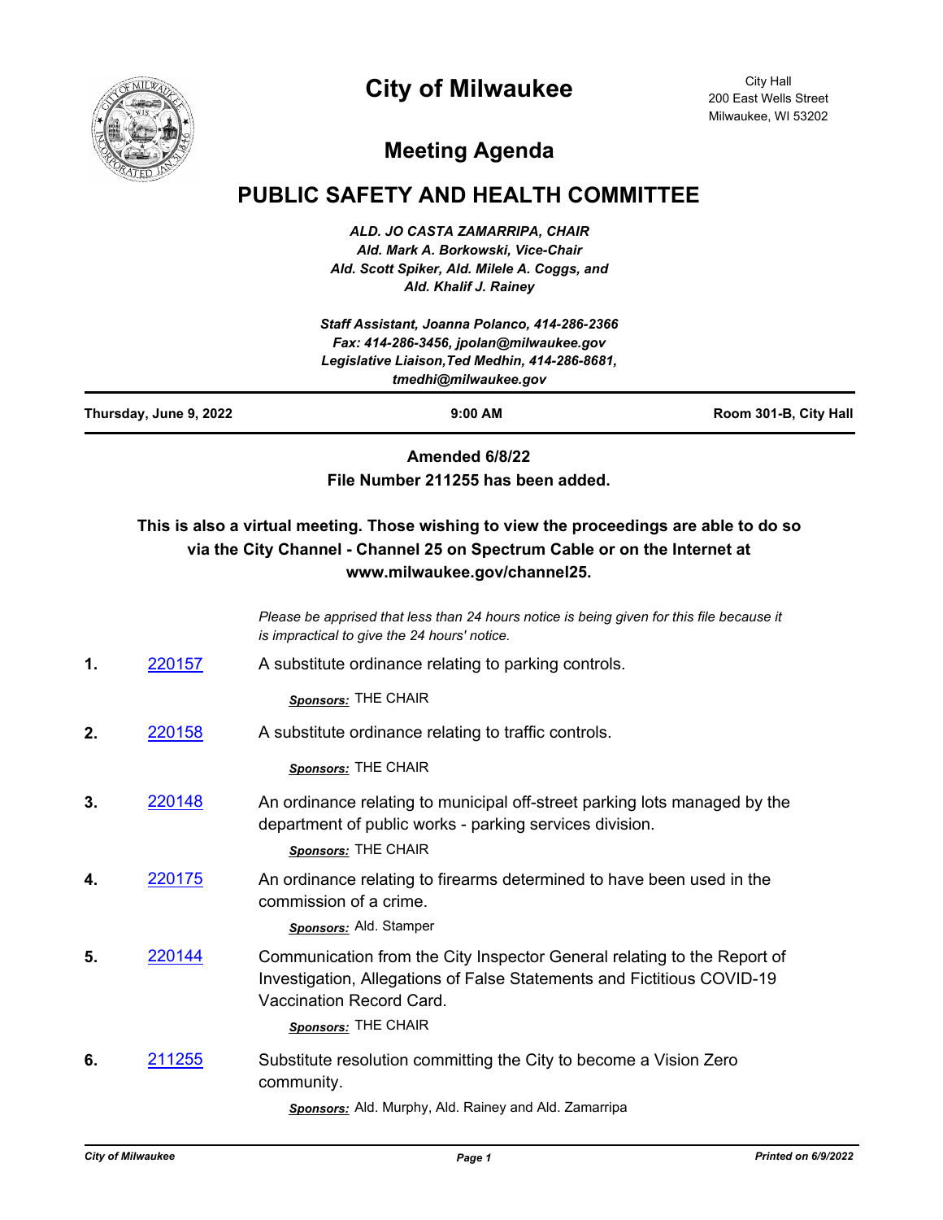# City of Milwaukee

City Hall
200 East Wells Street
Milwaukee, WI 53202

## Meeting Agenda

## PUBLIC SAFETY AND HEALTH COMMITTEE

*ALD. JO CASTA ZAMARRIPA, CHAIR*
*Ald. Mark A. Borkowski, Vice-Chair*
*Ald. Scott Spiker, Ald. Milele A. Coggs, and*
*Ald. Khalif J. Rainey*

*Staff Assistant, Joanna Polanco, 414-286-2366*
*Fax: 414-286-3456, jpolan@milwaukee.gov*
*Legislative Liaison,Ted Medhin, 414-286-8681,*
*tmedhi@milwaukee.gov*

**Thursday, June 9, 2022** | **9:00 AM** | **Room 301-B, City Hall**

**Amended 6/8/22**
**File Number 211255 has been added.**

**This is also a virtual meeting. Those wishing to view the proceedings are able to do so via the City Channel - Channel 25 on Spectrum Cable or on the Internet at www.milwaukee.gov/channel25.**

*Please be apprised that less than 24 hours notice is being given for this file because it is impractical to give the 24 hours' notice.*

**1.** 220157 — A substitute ordinance relating to parking controls.

*Sponsors:* THE CHAIR

**2.** 220158 — A substitute ordinance relating to traffic controls.

*Sponsors:* THE CHAIR

**3.** 220148 — An ordinance relating to municipal off-street parking lots managed by the department of public works - parking services division.

*Sponsors:* THE CHAIR

**4.** 220175 — An ordinance relating to firearms determined to have been used in the commission of a crime.

*Sponsors:* Ald. Stamper

**5.** 220144 — Communication from the City Inspector General relating to the Report of Investigation, Allegations of False Statements and Fictitious COVID-19 Vaccination Record Card.

*Sponsors:* THE CHAIR

**6.** 211255 — Substitute resolution committing the City to become a Vision Zero community.

*Sponsors:* Ald. Murphy, Ald. Rainey and Ald. Zamarripa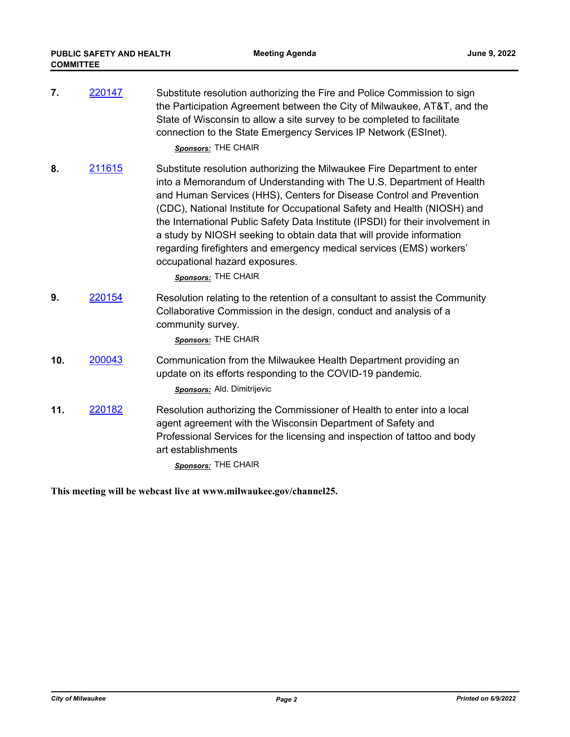7. 220147 Substitute resolution authorizing the Fire and Police Commission to sign the Participation Agreement between the City of Milwaukee, AT&T, and the State of Wisconsin to allow a site survey to be completed to facilitate connection to the State Emergency Services IP Network (ESInet).

   ***Sponsors:*** THE CHAIR

8. 211615 Substitute resolution authorizing the Milwaukee Fire Department to enter into a Memorandum of Understanding with The U.S. Department of Health and Human Services (HHS), Centers for Disease Control and Prevention (CDC), National Institute for Occupational Safety and Health (NIOSH) and the International Public Safety Data Institute (IPSDI) for their involvement in a study by NIOSH seeking to obtain data that will provide information regarding firefighters and emergency medical services (EMS) workers' occupational hazard exposures.

   ***Sponsors:*** THE CHAIR

9. 220154 Resolution relating to the retention of a consultant to assist the Community Collaborative Commission in the design, conduct and analysis of a community survey.

   ***Sponsors:*** THE CHAIR

10. 200043 Communication from the Milwaukee Health Department providing an update on its efforts responding to the COVID-19 pandemic.

    ***Sponsors:*** Ald. Dimitrijevic

11. 220182 Resolution authorizing the Commissioner of Health to enter into a local agent agreement with the Wisconsin Department of Safety and Professional Services for the licensing and inspection of tattoo and body art establishments

    ***Sponsors:*** THE CHAIR

**This meeting will be webcast live at www.milwaukee.gov/channel25.**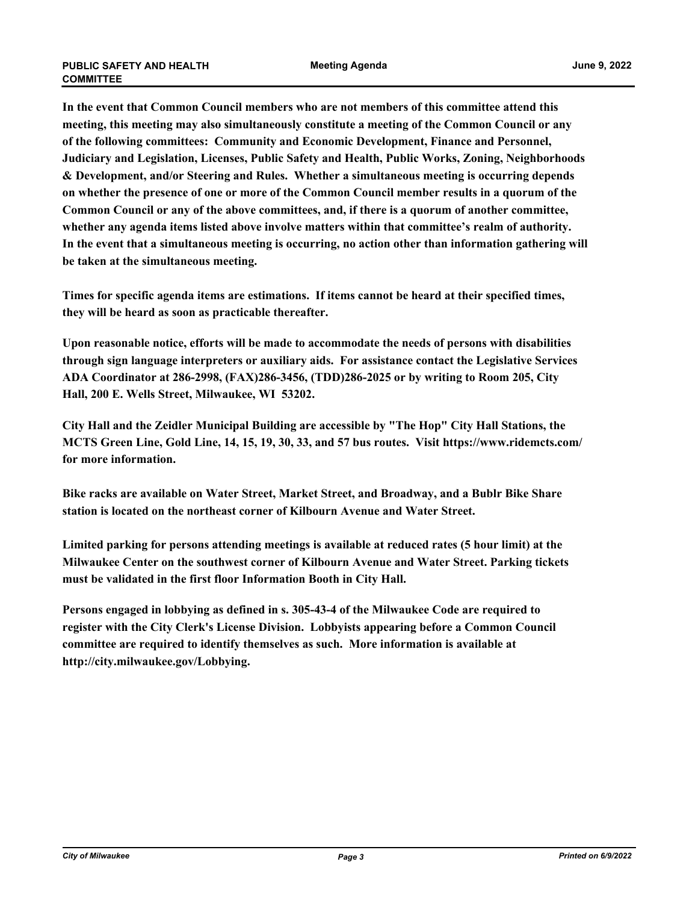**In the event that Common Council members who are not members of this committee attend this meeting, this meeting may also simultaneously constitute a meeting of the Common Council or any of the following committees: Community and Economic Development, Finance and Personnel, Judiciary and Legislation, Licenses, Public Safety and Health, Public Works, Zoning, Neighborhoods & Development, and/or Steering and Rules. Whether a simultaneous meeting is occurring depends on whether the presence of one or more of the Common Council member results in a quorum of the Common Council or any of the above committees, and, if there is a quorum of another committee, whether any agenda items listed above involve matters within that committee's realm of authority. In the event that a simultaneous meeting is occurring, no action other than information gathering will be taken at the simultaneous meeting.**

**Times for specific agenda items are estimations. If items cannot be heard at their specified times, they will be heard as soon as practicable thereafter.**

**Upon reasonable notice, efforts will be made to accommodate the needs of persons with disabilities through sign language interpreters or auxiliary aids. For assistance contact the Legislative Services ADA Coordinator at 286-2998, (FAX)286-3456, (TDD)286-2025 or by writing to Room 205, City Hall, 200 E. Wells Street, Milwaukee, WI 53202.**

**City Hall and the Zeidler Municipal Building are accessible by "The Hop" City Hall Stations, the MCTS Green Line, Gold Line, 14, 15, 19, 30, 33, and 57 bus routes. Visit https://www.ridemcts.com/ for more information.**

**Bike racks are available on Water Street, Market Street, and Broadway, and a Bublr Bike Share station is located on the northeast corner of Kilbourn Avenue and Water Street.**

**Limited parking for persons attending meetings is available at reduced rates (5 hour limit) at the Milwaukee Center on the southwest corner of Kilbourn Avenue and Water Street. Parking tickets must be validated in the first floor Information Booth in City Hall.**

**Persons engaged in lobbying as defined in s. 305-43-4 of the Milwaukee Code are required to register with the City Clerk's License Division. Lobbyists appearing before a Common Council committee are required to identify themselves as such. More information is available at http://city.milwaukee.gov/Lobbying.**